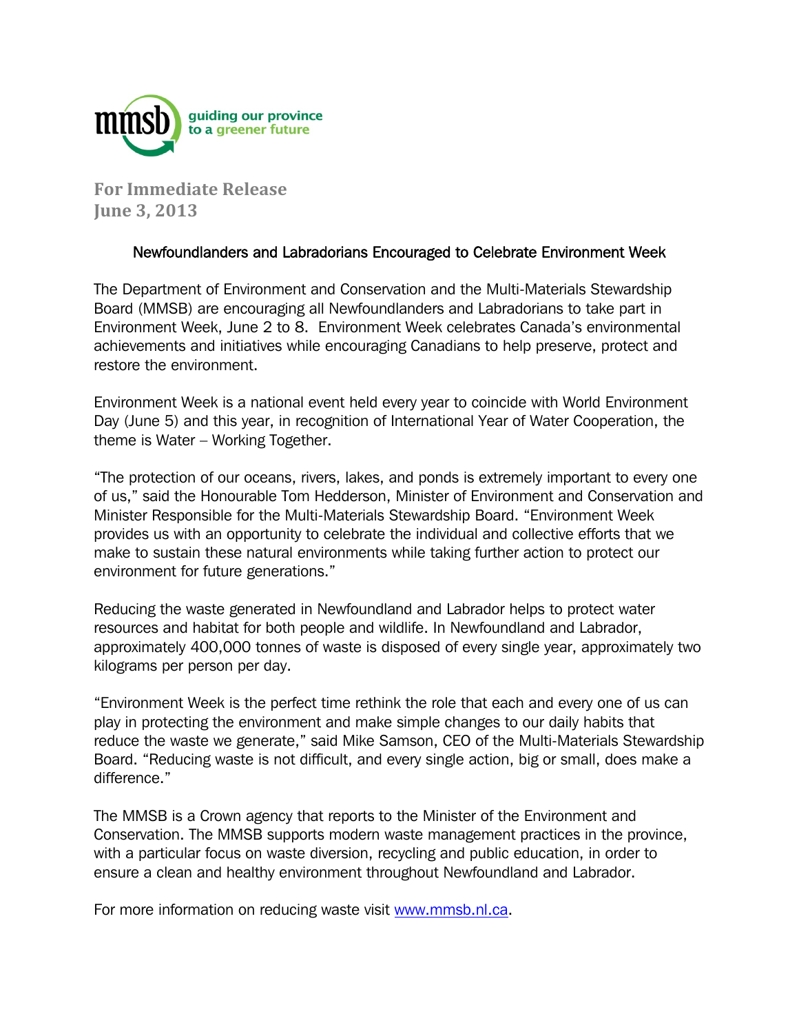mmsb guiding our province to a greener future

**For Immediate Release**
**June 3, 2013**

## Newfoundlanders and Labradorians Encouraged to Celebrate Environment Week

The Department of Environment and Conservation and the Multi-Materials Stewardship Board (MMSB) are encouraging all Newfoundlanders and Labradorians to take part in Environment Week, June 2 to 8. Environment Week celebrates Canada's environmental achievements and initiatives while encouraging Canadians to help preserve, protect and restore the environment.

Environment Week is a national event held every year to coincide with World Environment Day (June 5) and this year, in recognition of International Year of Water Cooperation, the theme is Water – Working Together.

"The protection of our oceans, rivers, lakes, and ponds is extremely important to every one of us," said the Honourable Tom Hedderson, Minister of Environment and Conservation and Minister Responsible for the Multi-Materials Stewardship Board. "Environment Week provides us with an opportunity to celebrate the individual and collective efforts that we make to sustain these natural environments while taking further action to protect our environment for future generations."

Reducing the waste generated in Newfoundland and Labrador helps to protect water resources and habitat for both people and wildlife. In Newfoundland and Labrador, approximately 400,000 tonnes of waste is disposed of every single year, approximately two kilograms per person per day.

"Environment Week is the perfect time rethink the role that each and every one of us can play in protecting the environment and make simple changes to our daily habits that reduce the waste we generate," said Mike Samson, CEO of the Multi-Materials Stewardship Board. "Reducing waste is not difficult, and every single action, big or small, does make a difference."

The MMSB is a Crown agency that reports to the Minister of the Environment and Conservation. The MMSB supports modern waste management practices in the province, with a particular focus on waste diversion, recycling and public education, in order to ensure a clean and healthy environment throughout Newfoundland and Labrador.

For more information on reducing waste visit [www.mmsb.nl.ca](http://www.mmsb.nl.ca).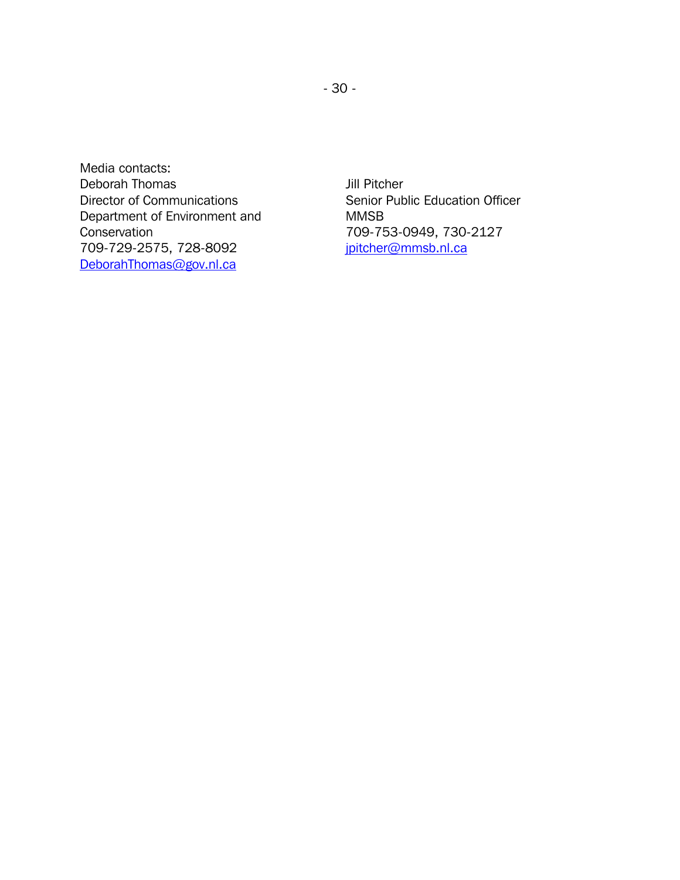- 30 -

Media contacts:

Deborah Thomas
Director of Communications
Department of Environment and Conservation
709-729-2575, 728-8092
DeborahThomas@gov.nl.ca

Jill Pitcher
Senior Public Education Officer
MMSB
709-753-0949, 730-2127
jpitcher@mmsb.nl.ca